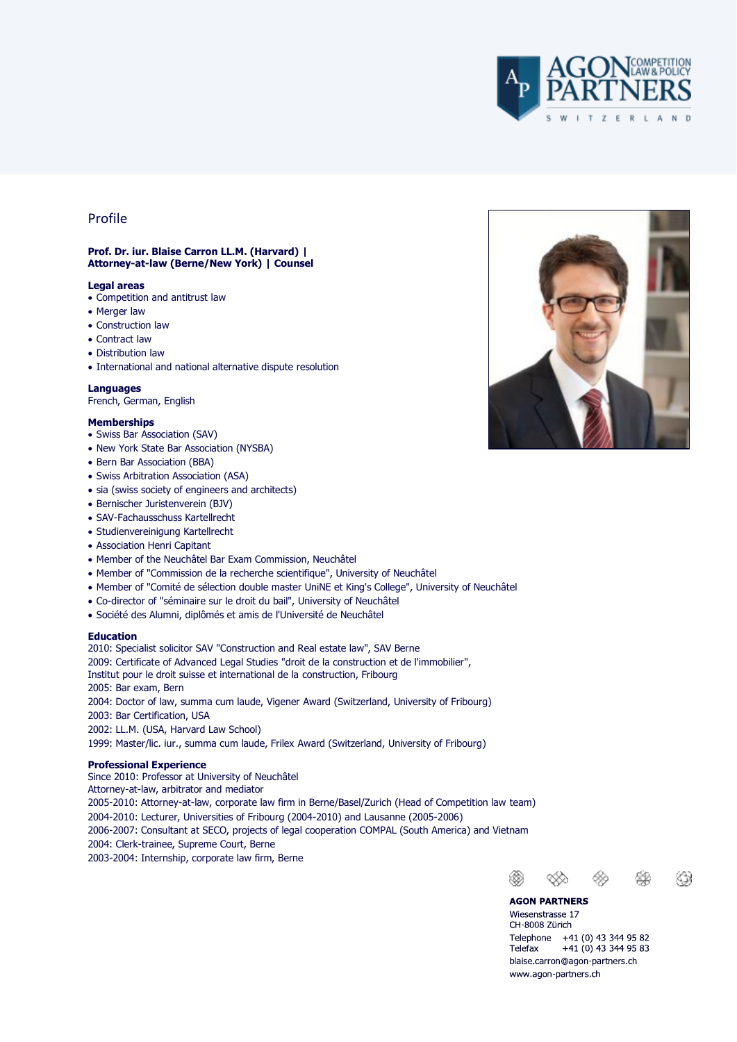AGON PARTNERS COMPETITION LAW & POLICY SWITZERLAND

## Profile

**Prof. Dr. iur. Blaise Carron LL.M. (Harvard) | Attorney-at-law (Berne/New York) | Counsel**

### Legal areas

- Competition and antitrust law
- Merger law
- Construction law
- Contract law
- Distribution law
- International and national alternative dispute resolution

### Languages

French, German, English

### Memberships

- Swiss Bar Association (SAV)
- New York State Bar Association (NYSBA)
- Bern Bar Association (BBA)
- Swiss Arbitration Association (ASA)
- sia (swiss society of engineers and architects)
- Bernischer Juristenverein (BJV)
- SAV-Fachausschuss Kartellrecht
- Studienvereinigung Kartellrecht
- Association Henri Capitant
- Member of the Neuchâtel Bar Exam Commission, Neuchâtel
- Member of "Commission de la recherche scientifique", University of Neuchâtel
- Member of "Comité de sélection double master UniNE et King's College", University of Neuchâtel
- Co-director of "séminaire sur le droit du bail", University of Neuchâtel
- Société des Alumni, diplômés et amis de l'Université de Neuchâtel

### Education

2010: Specialist solicitor SAV "Construction and Real estate law", SAV Berne
2009: Certificate of Advanced Legal Studies "droit de la construction et de l'immobilier", Institut pour le droit suisse et international de la construction, Fribourg
2005: Bar exam, Bern
2004: Doctor of law, summa cum laude, Vigener Award (Switzerland, University of Fribourg)
2003: Bar Certification, USA
2002: LL.M. (USA, Harvard Law School)
1999: Master/lic. iur., summa cum laude, Frilex Award (Switzerland, University of Fribourg)

### Professional Experience

Since 2010: Professor at University of Neuchâtel
Attorney-at-law, arbitrator and mediator
2005-2010: Attorney-at-law, corporate law firm in Berne/Basel/Zurich (Head of Competition law team)
2004-2010: Lecturer, Universities of Fribourg (2004-2010) and Lausanne (2005-2006)
2006-2007: Consultant at SECO, projects of legal cooperation COMPAL (South America) and Vietnam
2004: Clerk-trainee, Supreme Court, Berne
2003-2004: Internship, corporate law firm, Berne

**AGON PARTNERS**
Wiesenstrasse 17
CH-8008 Zürich
Telephone +41 (0) 43 344 95 82
Telefax +41 (0) 43 344 95 83
blaise.carron@agon-partners.ch
www.agon-partners.ch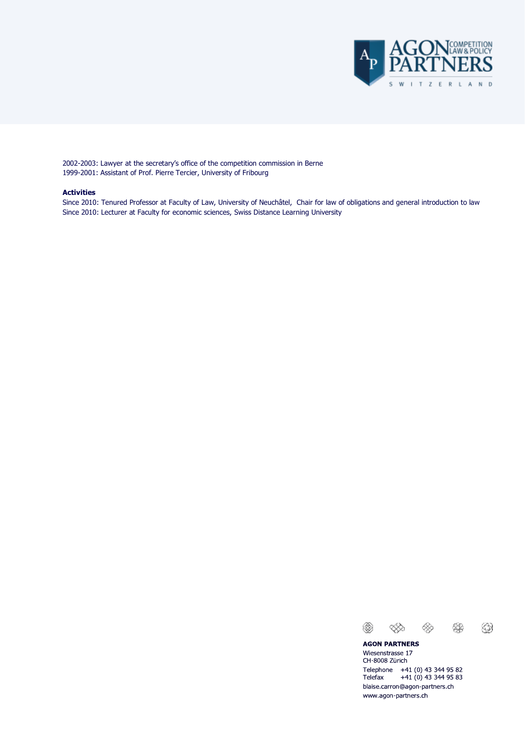2002-2003: Lawyer at the secretary's office of the competition commission in Berne
1999-2001: Assistant of Prof. Pierre Tercier, University of Fribourg

**Activities**

Since 2010: Tenured Professor at Faculty of Law, University of Neuchâtel, Chair for law of obligations and general introduction to law
Since 2010: Lecturer at Faculty for economic sciences, Swiss Distance Learning University

**AGON PARTNERS**
Wiesenstrasse 17
CH-8008 Zürich
Telephone +41 (0) 43 344 95 82
Telefax +41 (0) 43 344 95 83
blaise.carron@agon-partners.ch
www.agon-partners.ch